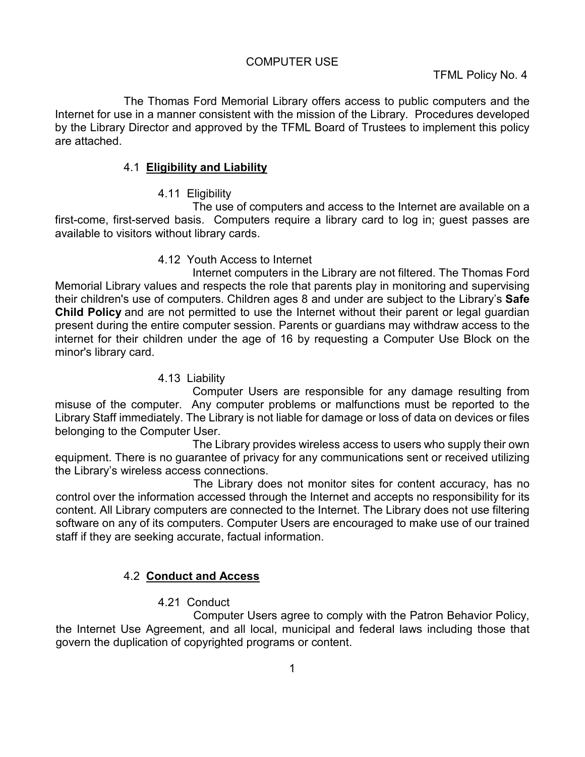# COMPUTER USE

TFML Policy No. 4

The Thomas Ford Memorial Library offers access to public computers and the Internet for use in a manner consistent with the mission of the Library. Procedures developed by the Library Director and approved by the TFML Board of Trustees to implement this policy are attached.

## 4.1 **Eligibility and Liability**

### 4.11 Eligibility

The use of computers and access to the Internet are available on a first-come, first-served basis. Computers require a library card to log in; guest passes are available to visitors without library cards.

### 4.12 Youth Access to Internet

Internet computers in the Library are not filtered. The Thomas Ford Memorial Library values and respects the role that parents play in monitoring and supervising their children's use of computers. Children ages 8 and under are subject to the Library's **Safe Child Policy** and are not permitted to use the Internet without their parent or legal guardian present during the entire computer session. Parents or guardians may withdraw access to the internet for their children under the age of 16 by requesting a Computer Use Block on the minor's library card.

### 4.13 Liability

Computer Users are responsible for any damage resulting from misuse of the computer. Any computer problems or malfunctions must be reported to the Library Staff immediately. The Library is not liable for damage or loss of data on devices or files belonging to the Computer User.

The Library provides wireless access to users who supply their own equipment. There is no guarantee of privacy for any communications sent or received utilizing the Library's wireless access connections.

The Library does not monitor sites for content accuracy, has no control over the information accessed through the Internet and accepts no responsibility for its content. All Library computers are connected to the Internet. The Library does not use filtering software on any of its computers. Computer Users are encouraged to make use of our trained staff if they are seeking accurate, factual information.

## 4.2 **Conduct and Access**

### 4.21 Conduct

Computer Users agree to comply with the Patron Behavior Policy, the Internet Use Agreement, and all local, municipal and federal laws including those that govern the duplication of copyrighted programs or content.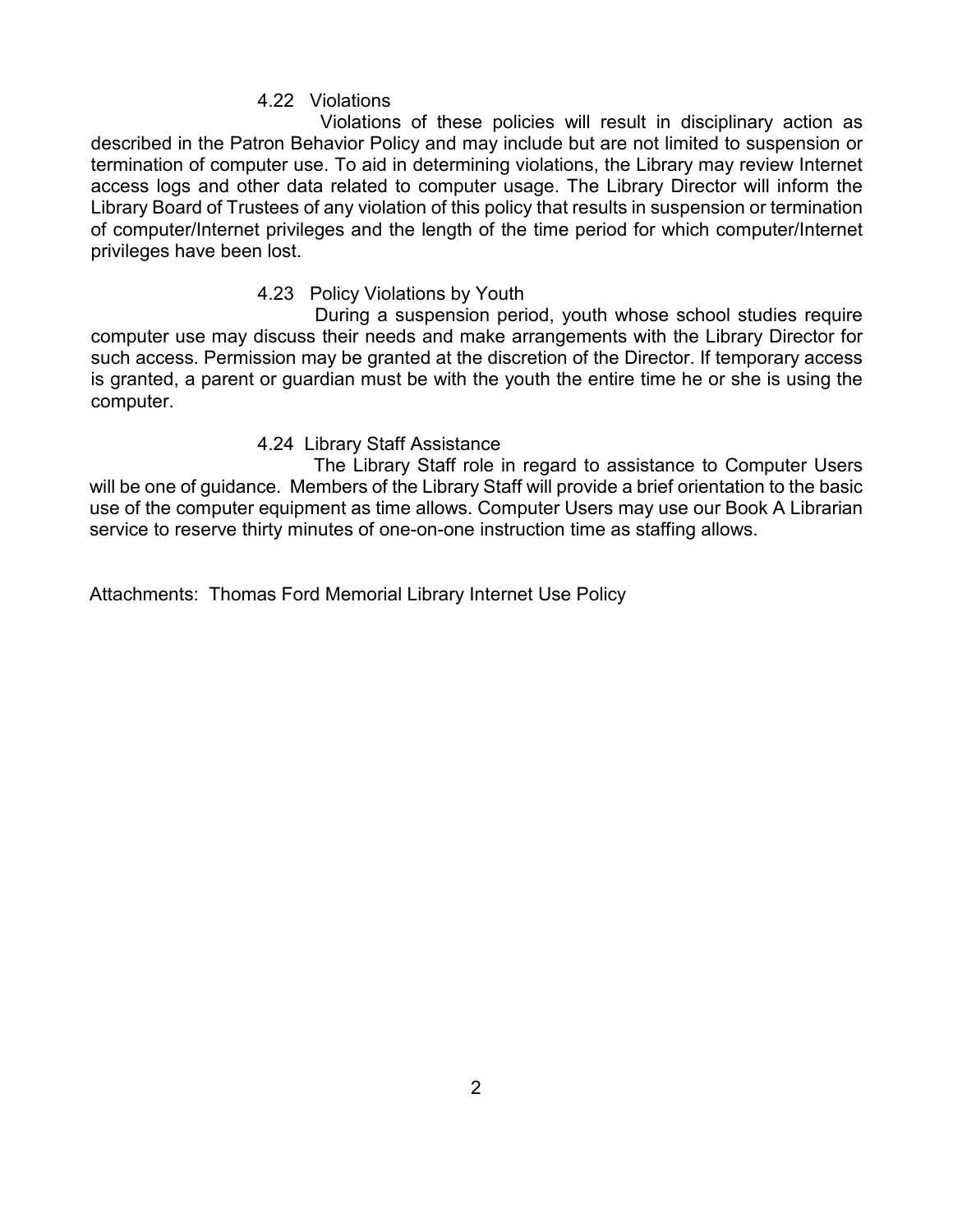### 4.22 Violations

Violations of these policies will result in disciplinary action as described in the Patron Behavior Policy and may include but are not limited to suspension or termination of computer use. To aid in determining violations, the Library may review Internet access logs and other data related to computer usage. The Library Director will inform the Library Board of Trustees of any violation of this policy that results in suspension or termination of computer/Internet privileges and the length of the time period for which computer/Internet privileges have been lost.

### 4.23 Policy Violations by Youth

During a suspension period, youth whose school studies require computer use may discuss their needs and make arrangements with the Library Director for such access. Permission may be granted at the discretion of the Director. If temporary access is granted, a parent or guardian must be with the youth the entire time he or she is using the computer.

### 4.24 Library Staff Assistance

The Library Staff role in regard to assistance to Computer Users will be one of guidance. Members of the Library Staff will provide a brief orientation to the basic use of the computer equipment as time allows. Computer Users may use our Book A Librarian service to reserve thirty minutes of one-on-one instruction time as staffing allows.

Attachments: Thomas Ford Memorial Library Internet Use Policy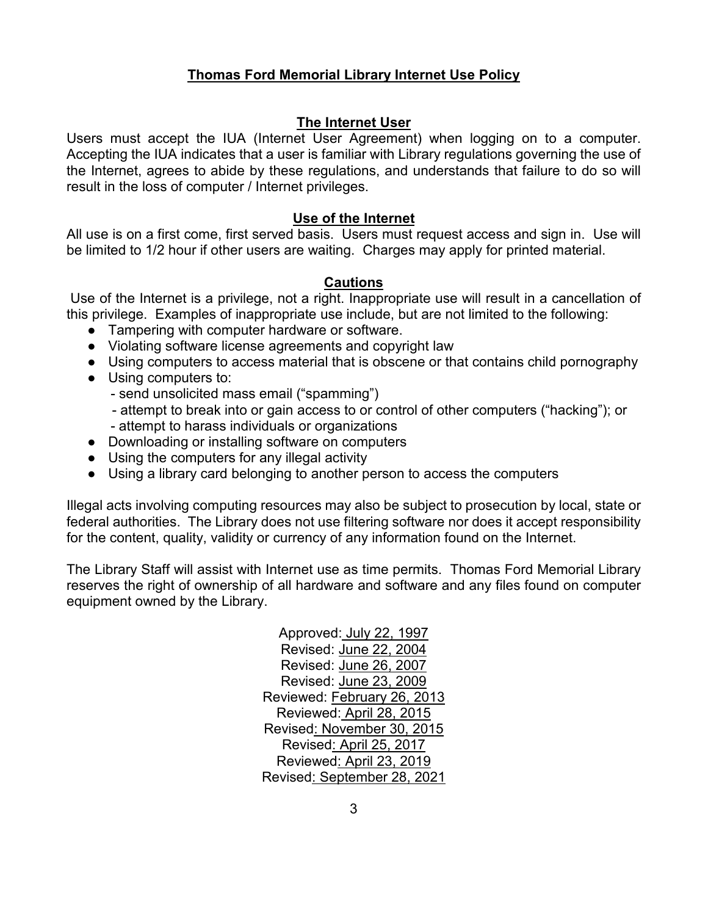# Thomas Ford Memorial Library Internet Use Policy

## The Internet User

Users must accept the IUA (Internet User Agreement) when logging on to a computer. Accepting the IUA indicates that a user is familiar with Library regulations governing the use of the Internet, agrees to abide by these regulations, and understands that failure to do so will result in the loss of computer / Internet privileges.

## Use of the Internet

All use is on a first come, first served basis. Users must request access and sign in. Use will be limited to 1/2 hour if other users are waiting. Charges may apply for printed material.

## Cautions

Use of the Internet is a privilege, not a right. Inappropriate use will result in a cancellation of this privilege. Examples of inappropriate use include, but are not limited to the following:

- Tampering with computer hardware or software.
- Violating software license agreements and copyright law
- Using computers to access material that is obscene or that contains child pornography
- Using computers to:
  - send unsolicited mass email ("spamming")
  - attempt to break into or gain access to or control of other computers ("hacking"); or
  - attempt to harass individuals or organizations
- Downloading or installing software on computers
- Using the computers for any illegal activity
- Using a library card belonging to another person to access the computers

Illegal acts involving computing resources may also be subject to prosecution by local, state or federal authorities. The Library does not use filtering software nor does it accept responsibility for the content, quality, validity or currency of any information found on the Internet.

The Library Staff will assist with Internet use as time permits. Thomas Ford Memorial Library reserves the right of ownership of all hardware and software and any files found on computer equipment owned by the Library.

Approved: July 22, 1997
Revised: June 22, 2004
Revised: June 26, 2007
Revised: June 23, 2009
Reviewed: February 26, 2013
Reviewed: April 28, 2015
Revised: November 30, 2015
Revised: April 25, 2017
Reviewed: April 23, 2019
Revised: September 28, 2021